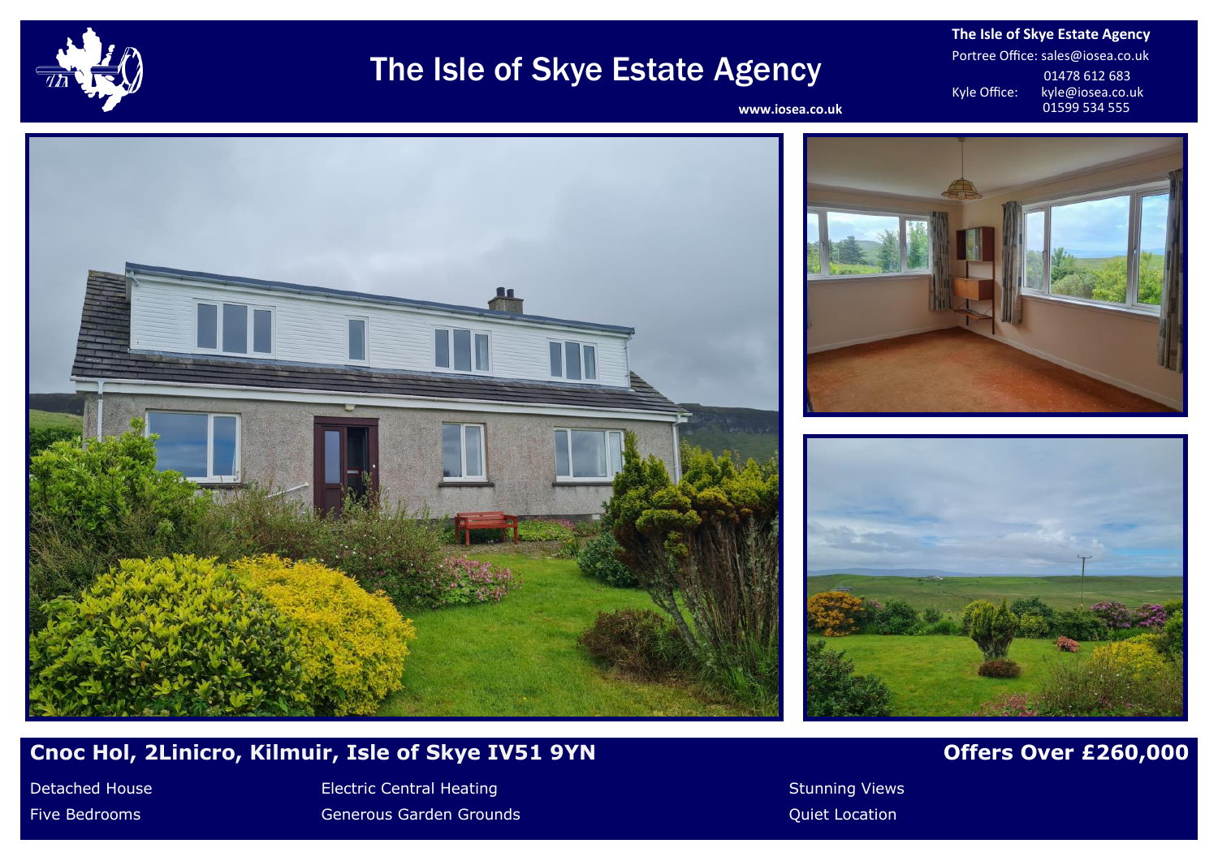# The Isle of Skye Estate Agency

www.iosea.co.uk

**The Isle of Skye Estate Agency**

Portree Office: sales@iosea.co.uk
01478 612 683

Kyle Office: kyle@iosea.co.uk
01599 534 555

## Cnoc Hol, 2Linicro, Kilmuir, Isle of Skye IV51 9YN

## Offers Over £260,000

- Detached House
- Five Bedrooms
- Electric Central Heating
- Generous Garden Grounds
- Stunning Views
- Quiet Location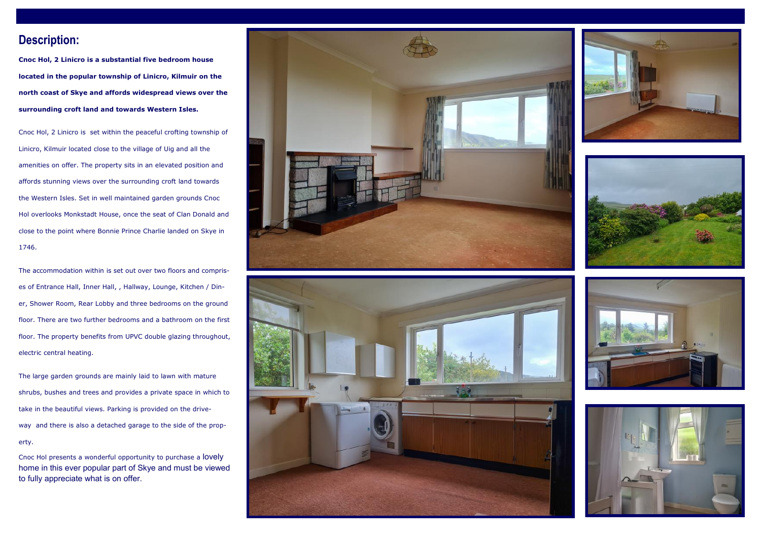## Description:

**Cnoc Hol, 2 Linicro is a substantial five bedroom house located in the popular township of Linicro, Kilmuir on the north coast of Skye and affords widespread views over the surrounding croft land and towards Western Isles.**

Cnoc Hol, 2 Linicro is set within the peaceful crofting township of Linicro, Kilmuir located close to the village of Uig and all the amenities on offer. The property sits in an elevated position and affords stunning views over the surrounding croft land towards the Western Isles. Set in well maintained garden grounds Cnoc Hol overlooks Monkstadt House, once the seat of Clan Donald and close to the point where Bonnie Prince Charlie landed on Skye in 1746.

The accommodation within is set out over two floors and comprises of Entrance Hall, Inner Hall, , Hallway, Lounge, Kitchen / Diner, Shower Room, Rear Lobby and three bedrooms on the ground floor. There are two further bedrooms and a bathroom on the first floor. The property benefits from UPVC double glazing throughout, electric central heating.

The large garden grounds are mainly laid to lawn with mature shrubs, bushes and trees and provides a private space in which to take in the beautiful views. Parking is provided on the driveway and there is also a detached garage to the side of the property.

Cnoc Hol presents a wonderful opportunity to purchase a lovely home in this ever popular part of Skye and must be viewed to fully appreciate what is on offer.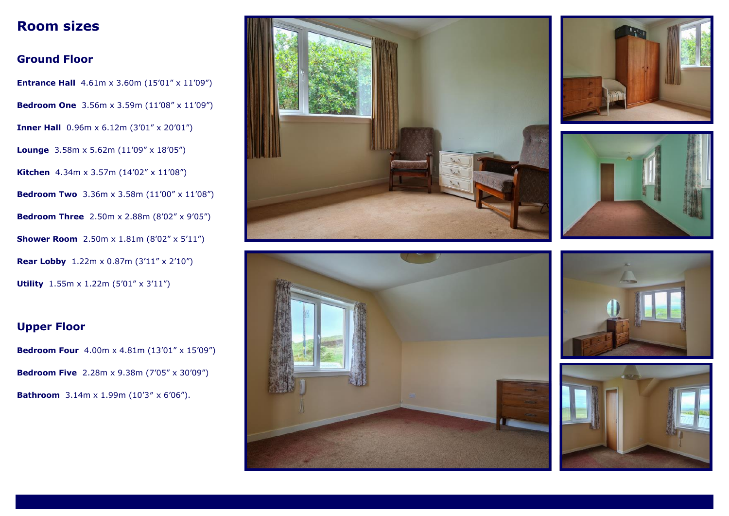# Room sizes

## Ground Floor

**Entrance Hall** 4.61m x 3.60m (15'01" x 11'09")

**Bedroom One** 3.56m x 3.59m (11'08" x 11'09")

**Inner Hall** 0.96m x 6.12m (3'01" x 20'01")

**Lounge** 3.58m x 5.62m (11'09" x 18'05")

**Kitchen** 4.34m x 3.57m (14'02" x 11'08")

**Bedroom Two** 3.36m x 3.58m (11'00" x 11'08")

**Bedroom Three** 2.50m x 2.88m (8'02" x 9'05")

**Shower Room** 2.50m x 1.81m (8'02" x 5'11")

**Rear Lobby** 1.22m x 0.87m (3'11" x 2'10")

**Utility** 1.55m x 1.22m (5'01" x 3'11")

## Upper Floor

**Bedroom Four** 4.00m x 4.81m (13'01" x 15'09")

**Bedroom Five** 2.28m x 9.38m (7'05" x 30'09")

**Bathroom** 3.14m x 1.99m (10'3" x 6'06").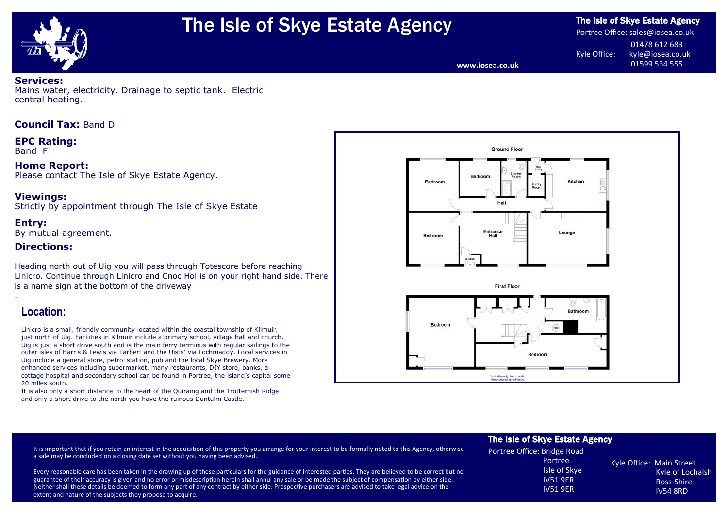# The Isle of Skye Estate Agency

**The Isle of Skye Estate Agency**
Portree Office: sales@iosea.co.uk
01478 612 683
Kyle Office: kyle@iosea.co.uk
01599 534 555

www.iosea.co.uk

**Services:**
Mains water, electricity. Drainage to septic tank. Electric central heating.

**Council Tax:** Band D

**EPC Rating:**
Band F

**Home Report:**
Please contact The Isle of Skye Estate Agency.

**Viewings:**
Strictly by appointment through The Isle of Skye Estate

**Entry:**
By mutual agreement.

**Directions:**

Heading north out of Uig you will pass through Totescore before reaching Linicro. Continue through Linicro and Cnoc Hol is on your right hand side. There is a name sign at the bottom of the driveway

.

## Location:

Linicro is a small, friendly community located within the coastal township of Kilmuir, just north of Uig. Facilities in Kilmuir include a primary school, village hall and church. Uig is just a short drive south and is the main ferry terminus with regular sailings to the outer isles of Harris & Lewis via Tarbert and the Uists' via Lochmaddy. Local services in Uig include a general store, petrol station, pub and the local Skye Brewery. More enhanced services including supermarket, many restaurants, DIY store, banks, a cottage hospital and secondary school can be found in Portree, the island's capital some 20 miles south.

It is also only a short distance to the heart of the Quiraing and the Trotternish Ridge and only a short drive to the north you have the ruinous Duntulm Castle.

Ground Floor

Bedroom
Bedroom
Shower Room
Rear Lobby
Utility Room
Kitchen
Hall
Bedroom
Entrance Hall
Vestibule
Lounge

First Floor

Bedroom
Bathroom
Bedroom

Illustrative only. Not to scale.
Plan produced using PlanUp.

It is important that if you retain an interest in the acquisition of this property you arrange for your interest to be formally noted to this Agency, otherwise a sale may be concluded on a closing date set without you having been advised.

Every reasonable care has been taken in the drawing up of these particulars for the guidance of interested parties. They are believed to be correct but no guarantee of their accuracy is given and no error or misdescription herein shall annul any sale or be made the subject of compensation by either side. Neither shall these details be deemed to form any part of any contract by either side. Prospective purchasers are advised to take legal advice on the extent and nature of the subjects they propose to acquire.

**The Isle of Skye Estate Agency**

Portree Office: Bridge Road
Portree
Isle of Skye
IV51 9ER
IV51 9ER

Kyle Office: Main Street
Kyle of Lochalsh
Ross-Shire
IV54 8RD